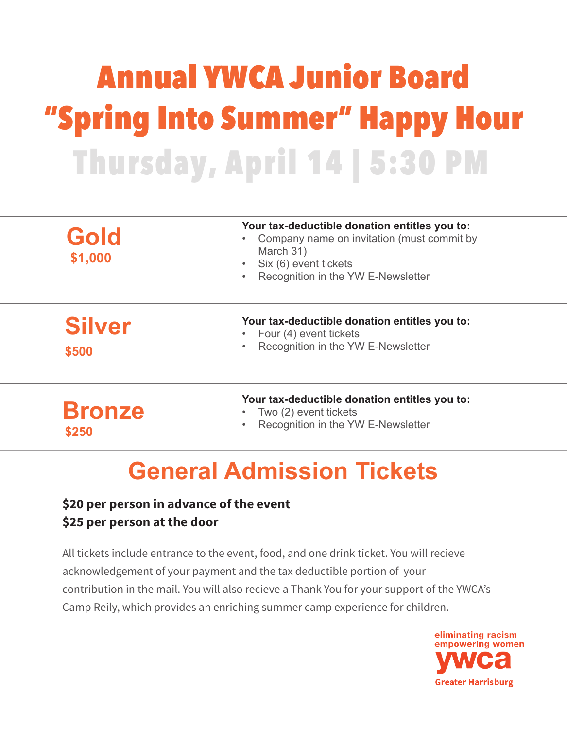# Annual YWCA Junior Board "Spring Into Summer" Happy Hour

## Thursday, April 14 | 5:30 PM

## Gold
**$1,000**

**Your tax-deductible donation entitles you to:**
- Company name on invitation (must commit by March 31)
- Six (6) event tickets
- Recognition in the YW E-Newsletter

## Silver
**$500**

**Your tax-deductible donation entitles you to:**
- Four (4) event tickets
- Recognition in the YW E-Newsletter

## Bronze
**$250**

**Your tax-deductible donation entitles you to:**
- Two (2) event tickets
- Recognition in the YW E-Newsletter

# General Admission Tickets

**$20 per person in advance of the event**
**$25 per person at the door**

All tickets include entrance to the event, food, and one drink ticket. You will recieve acknowledgement of your payment and the tax deductible portion of your contribution in the mail. You will also recieve a Thank You for your support of the YWCA's Camp Reily, which provides an enriching summer camp experience for children.

eliminating racism
empowering women
ywca
Greater Harrisburg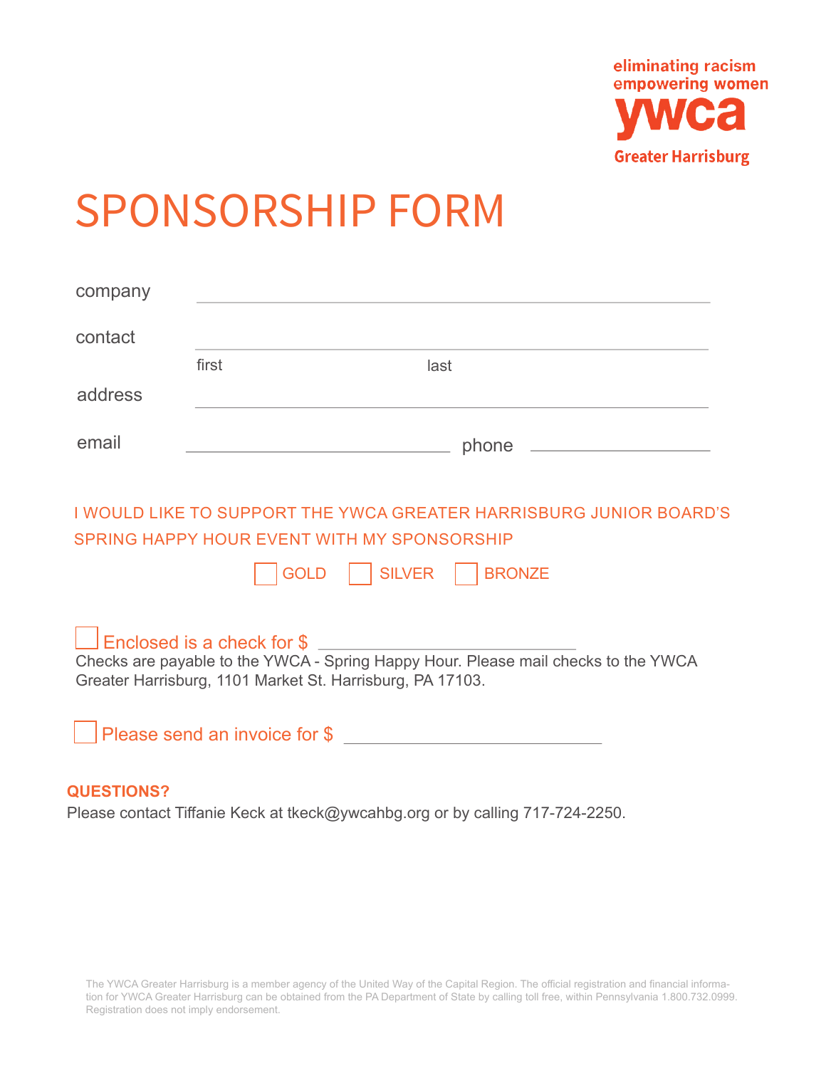eliminating racism
empowering women
ywca
Greater Harrisburg

# SPONSORSHIP FORM

company ______________________________________________

contact ______________________________________________
first last

address ______________________________________________

email ______________________ phone ______________________

I WOULD LIKE TO SUPPORT THE YWCA GREATER HARRISBURG JUNIOR BOARD'S SPRING HAPPY HOUR EVENT WITH MY SPONSORSHIP

☐ GOLD ☐ SILVER ☐ BRONZE

☐ Enclosed is a check for $ ______________________

Checks are payable to the YWCA - Spring Happy Hour. Please mail checks to the YWCA Greater Harrisburg, 1101 Market St. Harrisburg, PA 17103.

☐ Please send an invoice for $ ______________________

**QUESTIONS?**

Please contact Tiffanie Keck at tkeck@ywcahbg.org or by calling 717-724-2250.

The YWCA Greater Harrisburg is a member agency of the United Way of the Capital Region. The official registration and financial information for YWCA Greater Harrisburg can be obtained from the PA Department of State by calling toll free, within Pennsylvania 1.800.732.0999. Registration does not imply endorsement.